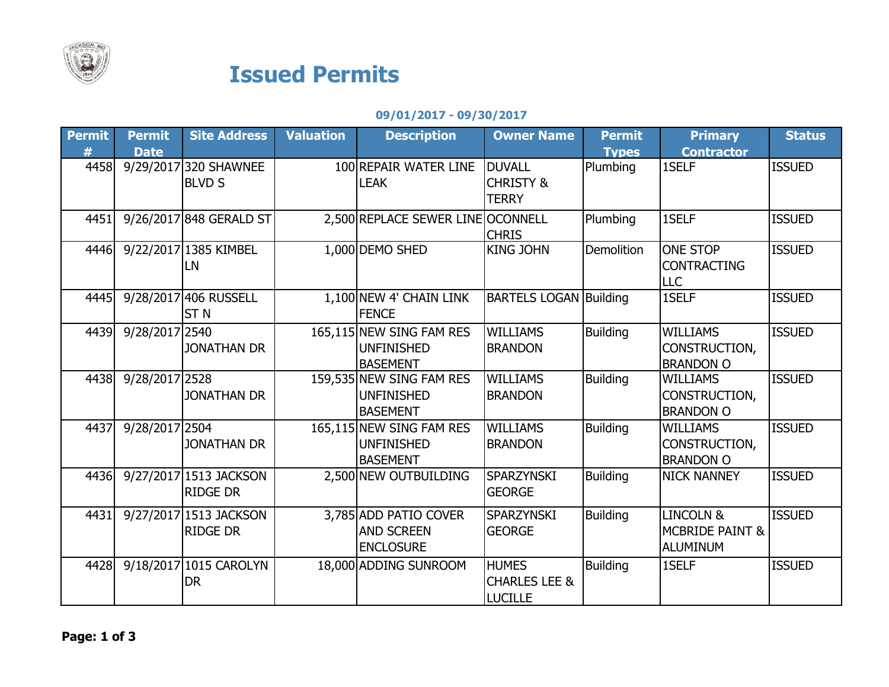# Issued Permits

**09/01/2017 - 09/30/2017**

| Permit # | Permit Date | Site Address | Valuation | Description | Owner Name | Permit Types | Primary Contractor | Status |
|---|---|---|---|---|---|---|---|---|
| 4458 | 9/29/2017 | 320 SHAWNEE BLVD S | 100 | REPAIR WATER LINE LEAK | DUVALL CHRISTY & TERRY | Plumbing | 1SELF | ISSUED |
| 4451 | 9/26/2017 | 848 GERALD ST | 2,500 | REPLACE SEWER LINE | OCONNELL CHRIS | Plumbing | 1SELF | ISSUED |
| 4446 | 9/22/2017 | 1385 KIMBEL LN | 1,000 | DEMO SHED | KING JOHN | Demolition | ONE STOP CONTRACTING LLC | ISSUED |
| 4445 | 9/28/2017 | 406 RUSSELL ST N | 1,100 | NEW 4' CHAIN LINK FENCE | BARTELS LOGAN | Building | 1SELF | ISSUED |
| 4439 | 9/28/2017 | 2540 JONATHAN DR | 165,115 | NEW SING FAM RES UNFINISHED BASEMENT | WILLIAMS BRANDON | Building | WILLIAMS CONSTRUCTION, BRANDON O | ISSUED |
| 4438 | 9/28/2017 | 2528 JONATHAN DR | 159,535 | NEW SING FAM RES UNFINISHED BASEMENT | WILLIAMS BRANDON | Building | WILLIAMS CONSTRUCTION, BRANDON O | ISSUED |
| 4437 | 9/28/2017 | 2504 JONATHAN DR | 165,115 | NEW SING FAM RES UNFINISHED BASEMENT | WILLIAMS BRANDON | Building | WILLIAMS CONSTRUCTION, BRANDON O | ISSUED |
| 4436 | 9/27/2017 | 1513 JACKSON RIDGE DR | 2,500 | NEW OUTBUILDING | SPARZYNSKI GEORGE | Building | NICK NANNEY | ISSUED |
| 4431 | 9/27/2017 | 1513 JACKSON RIDGE DR | 3,785 | ADD PATIO COVER AND SCREEN ENCLOSURE | SPARZYNSKI GEORGE | Building | LINCOLN & MCBRIDE PAINT & ALUMINUM | ISSUED |
| 4428 | 9/18/2017 | 1015 CAROLYN DR | 18,000 | ADDING SUNROOM | HUMES CHARLES LEE & LUCILLE | Building | 1SELF | ISSUED |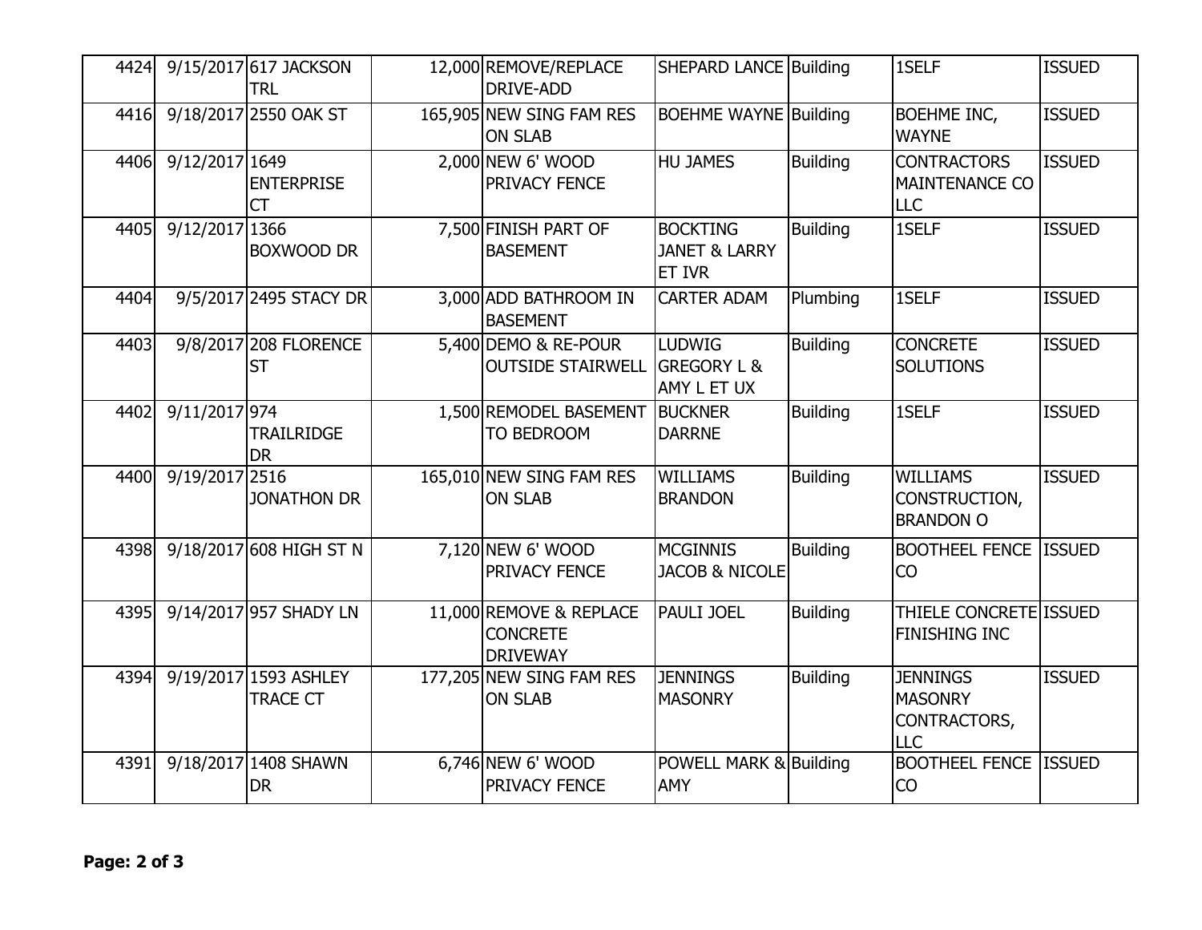| | | | | | | | | |
|---|---|---|---|---|---|---|---|---|
| 4424 | 9/15/2017 | 617 JACKSON TRL | 12,000 | REMOVE/REPLACE DRIVE-ADD | SHEPARD LANCE | Building | 1SELF | ISSUED |
| 4416 | 9/18/2017 | 2550 OAK ST | 165,905 | NEW SING FAM RES ON SLAB | BOEHME WAYNE | Building | BOEHME INC, WAYNE | ISSUED |
| 4406 | 9/12/2017 | 1649 ENTERPRISE CT | 2,000 | NEW 6' WOOD PRIVACY FENCE | HU JAMES | Building | CONTRACTORS MAINTENANCE CO LLC | ISSUED |
| 4405 | 9/12/2017 | 1366 BOXWOOD DR | 7,500 | FINISH PART OF BASEMENT | BOCKTING JANET & LARRY ET IVR | Building | 1SELF | ISSUED |
| 4404 | 9/5/2017 | 2495 STACY DR | 3,000 | ADD BATHROOM IN BASEMENT | CARTER ADAM | Plumbing | 1SELF | ISSUED |
| 4403 | 9/8/2017 | 208 FLORENCE ST | 5,400 | DEMO & RE-POUR OUTSIDE STAIRWELL | LUDWIG GREGORY L & AMY L ET UX | Building | CONCRETE SOLUTIONS | ISSUED |
| 4402 | 9/11/2017 | 974 TRAILRIDGE DR | 1,500 | REMODEL BASEMENT TO BEDROOM | BUCKNER DARRNE | Building | 1SELF | ISSUED |
| 4400 | 9/19/2017 | 2516 JONATHON DR | 165,010 | NEW SING FAM RES ON SLAB | WILLIAMS BRANDON | Building | WILLIAMS CONSTRUCTION, BRANDON O | ISSUED |
| 4398 | 9/18/2017 | 608 HIGH ST N | 7,120 | NEW 6' WOOD PRIVACY FENCE | MCGINNIS JACOB & NICOLE | Building | BOOTHEEL FENCE CO | ISSUED |
| 4395 | 9/14/2017 | 957 SHADY LN | 11,000 | REMOVE & REPLACE CONCRETE DRIVEWAY | PAULI JOEL | Building | THIELE CONCRETE FINISHING INC | ISSUED |
| 4394 | 9/19/2017 | 1593 ASHLEY TRACE CT | 177,205 | NEW SING FAM RES ON SLAB | JENNINGS MASONRY | Building | JENNINGS MASONRY CONTRACTORS, LLC | ISSUED |
| 4391 | 9/18/2017 | 1408 SHAWN DR | 6,746 | NEW 6' WOOD PRIVACY FENCE | POWELL MARK & AMY | Building | BOOTHEEL FENCE CO | ISSUED |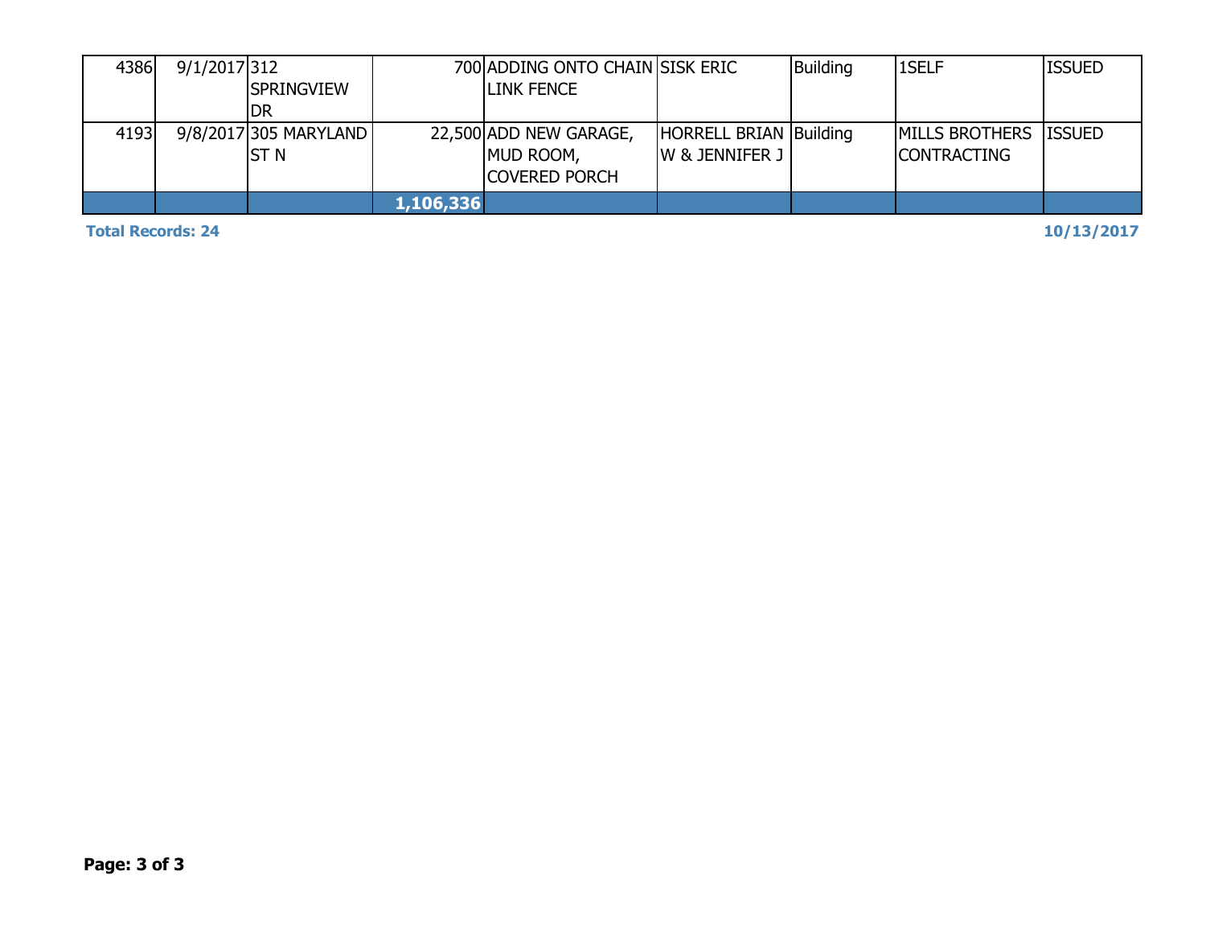| | | | | | | | | |
|---|---|---|---|---|---|---|---|---|
| 4386 | 9/1/2017 | 312 SPRINGVIEW DR | 700 | ADDING ONTO CHAIN LINK FENCE | SISK ERIC | Building | 1SELF | ISSUED |
| 4193 | 9/8/2017 | 305 MARYLAND ST N | 22,500 | ADD NEW GARAGE, MUD ROOM, COVERED PORCH | HORRELL BRIAN W & JENNIFER J | Building | MILLS BROTHERS CONTRACTING | ISSUED |
| | | | **1,106,336** | | | | | |

**Total Records: 24**

**10/13/2017**